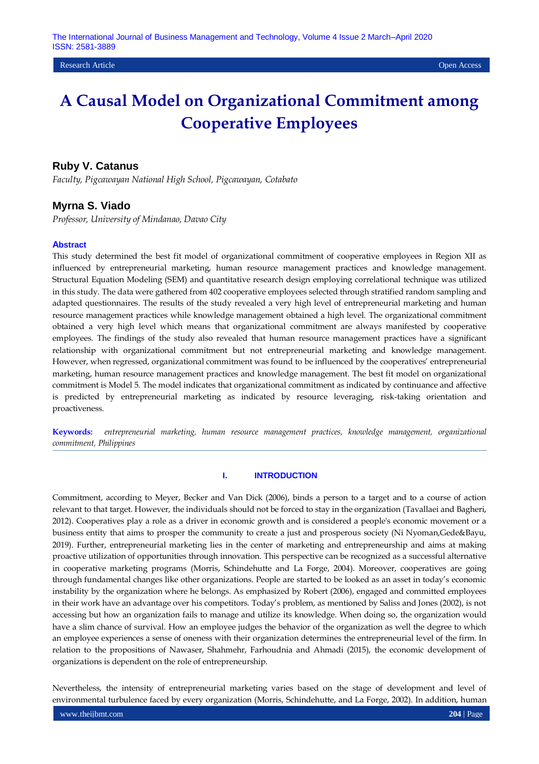Research Article | Open Access

# A Causal Model on Organizational Commitment among Cooperative Employees

### Ruby V. Catanus

*Faculty, Pigcawayan National High School, Pigcawayan, Cotabato*

### Myrna S. Viado

*Professor, University of Mindanao, Davao City*

#### Abstract

This study determined the best fit model of organizational commitment of cooperative employees in Region XII as influenced by entrepreneurial marketing, human resource management practices and knowledge management. Structural Equation Modeling (SEM) and quantitative research design employing correlational technique was utilized in this study. The data were gathered from 402 cooperative employees selected through stratified random sampling and adapted questionnaires. The results of the study revealed a very high level of entrepreneurial marketing and human resource management practices while knowledge management obtained a high level. The organizational commitment obtained a very high level which means that organizational commitment are always manifested by cooperative employees. The findings of the study also revealed that human resource management practices have a significant relationship with organizational commitment but not entrepreneurial marketing and knowledge management. However, when regressed, organizational commitment was found to be influenced by the cooperatives' entrepreneurial marketing, human resource management practices and knowledge management. The best fit model on organizational commitment is Model 5. The model indicates that organizational commitment as indicated by continuance and affective is predicted by entrepreneurial marketing as indicated by resource leveraging, risk-taking orientation and proactiveness.

**Keywords:** *entrepreneurial marketing, human resource management practices, knowledge management, organizational commitment, Philippines*

## I. INTRODUCTION

Commitment, according to Meyer, Becker and Van Dick (2006), binds a person to a target and to a course of action relevant to that target. However, the individuals should not be forced to stay in the organization (Tavallaei and Bagheri, 2012). Cooperatives play a role as a driver in economic growth and is considered a people's economic movement or a business entity that aims to prosper the community to create a just and prosperous society (Ni Nyoman,Gede&Bayu, 2019). Further, entrepreneurial marketing lies in the center of marketing and entrepreneurship and aims at making proactive utilization of opportunities through innovation. This perspective can be recognized as a successful alternative in cooperative marketing programs (Morris, Schindehutte and La Forge, 2004). Moreover, cooperatives are going through fundamental changes like other organizations. People are started to be looked as an asset in today's economic instability by the organization where he belongs. As emphasized by Robert (2006), engaged and committed employees in their work have an advantage over his competitors. Today's problem, as mentioned by Saliss and Jones (2002), is not accessing but how an organization fails to manage and utilize its knowledge. When doing so, the organization would have a slim chance of survival. How an employee judges the behavior of the organization as well the degree to which an employee experiences a sense of oneness with their organization determines the entrepreneurial level of the firm. In relation to the propositions of Nawaser, Shahmehr, Farhoudnia and Ahmadi (2015), the economic development of organizations is dependent on the role of entrepreneurship.

Nevertheless, the intensity of entrepreneurial marketing varies based on the stage of development and level of environmental turbulence faced by every organization (Morris, Schindehutte, and La Forge, 2002). In addition, human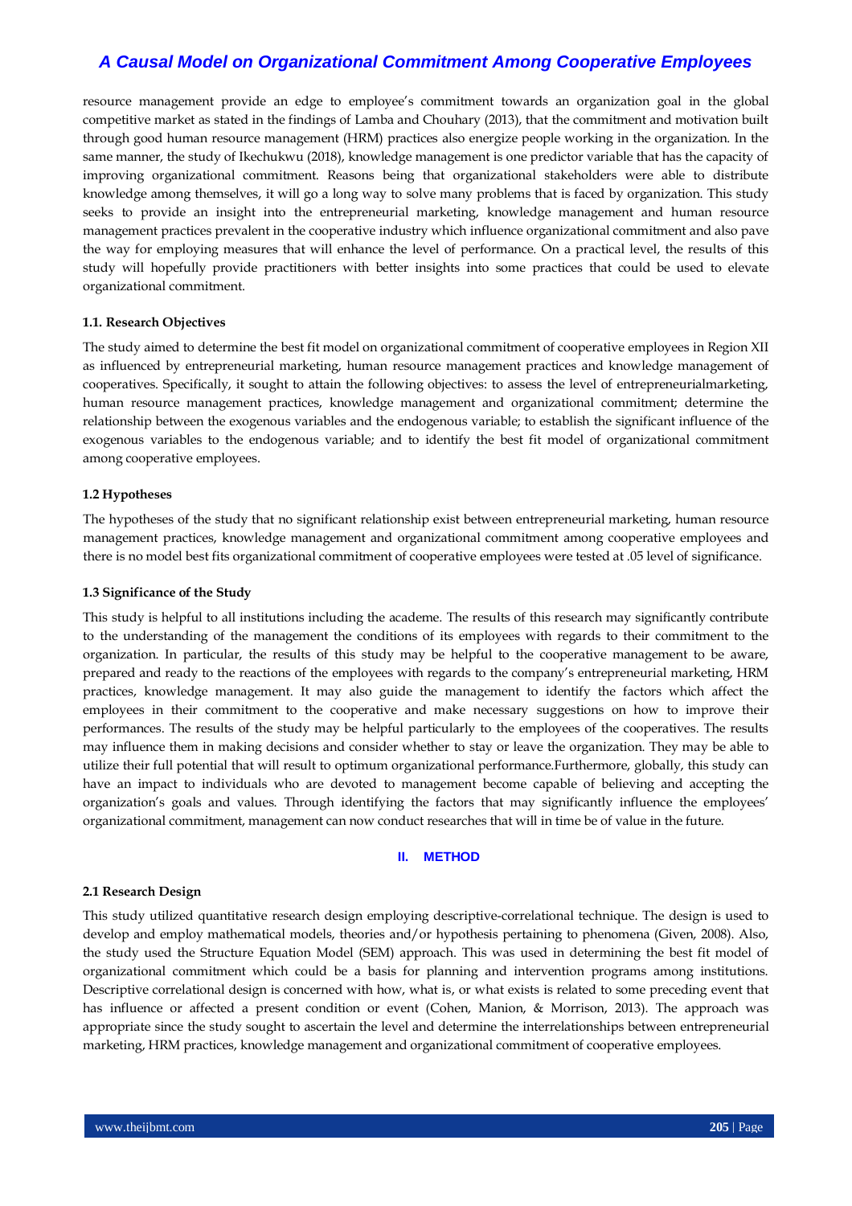resource management provide an edge to employee's commitment towards an organization goal in the global competitive market as stated in the findings of Lamba and Chouhary (2013), that the commitment and motivation built through good human resource management (HRM) practices also energize people working in the organization. In the same manner, the study of Ikechukwu (2018), knowledge management is one predictor variable that has the capacity of improving organizational commitment. Reasons being that organizational stakeholders were able to distribute knowledge among themselves, it will go a long way to solve many problems that is faced by organization. This study seeks to provide an insight into the entrepreneurial marketing, knowledge management and human resource management practices prevalent in the cooperative industry which influence organizational commitment and also pave the way for employing measures that will enhance the level of performance. On a practical level, the results of this study will hopefully provide practitioners with better insights into some practices that could be used to elevate organizational commitment.

### 1.1. Research Objectives

The study aimed to determine the best fit model on organizational commitment of cooperative employees in Region XII as influenced by entrepreneurial marketing, human resource management practices and knowledge management of cooperatives. Specifically, it sought to attain the following objectives: to assess the level of entrepreneurialmarketing, human resource management practices, knowledge management and organizational commitment; determine the relationship between the exogenous variables and the endogenous variable; to establish the significant influence of the exogenous variables to the endogenous variable; and to identify the best fit model of organizational commitment among cooperative employees.

### 1.2 Hypotheses

The hypotheses of the study that no significant relationship exist between entrepreneurial marketing, human resource management practices, knowledge management and organizational commitment among cooperative employees and there is no model best fits organizational commitment of cooperative employees were tested at .05 level of significance.

### 1.3 Significance of the Study

This study is helpful to all institutions including the academe. The results of this research may significantly contribute to the understanding of the management the conditions of its employees with regards to their commitment to the organization. In particular, the results of this study may be helpful to the cooperative management to be aware, prepared and ready to the reactions of the employees with regards to the company's entrepreneurial marketing, HRM practices, knowledge management. It may also guide the management to identify the factors which affect the employees in their commitment to the cooperative and make necessary suggestions on how to improve their performances. The results of the study may be helpful particularly to the employees of the cooperatives. The results may influence them in making decisions and consider whether to stay or leave the organization. They may be able to utilize their full potential that will result to optimum organizational performance.Furthermore, globally, this study can have an impact to individuals who are devoted to management become capable of believing and accepting the organization's goals and values. Through identifying the factors that may significantly influence the employees' organizational commitment, management can now conduct researches that will in time be of value in the future.

## II. METHOD

### 2.1 Research Design

This study utilized quantitative research design employing descriptive-correlational technique. The design is used to develop and employ mathematical models, theories and/or hypothesis pertaining to phenomena (Given, 2008). Also, the study used the Structure Equation Model (SEM) approach. This was used in determining the best fit model of organizational commitment which could be a basis for planning and intervention programs among institutions. Descriptive correlational design is concerned with how, what is, or what exists is related to some preceding event that has influence or affected a present condition or event (Cohen, Manion, & Morrison, 2013). The approach was appropriate since the study sought to ascertain the level and determine the interrelationships between entrepreneurial marketing, HRM practices, knowledge management and organizational commitment of cooperative employees.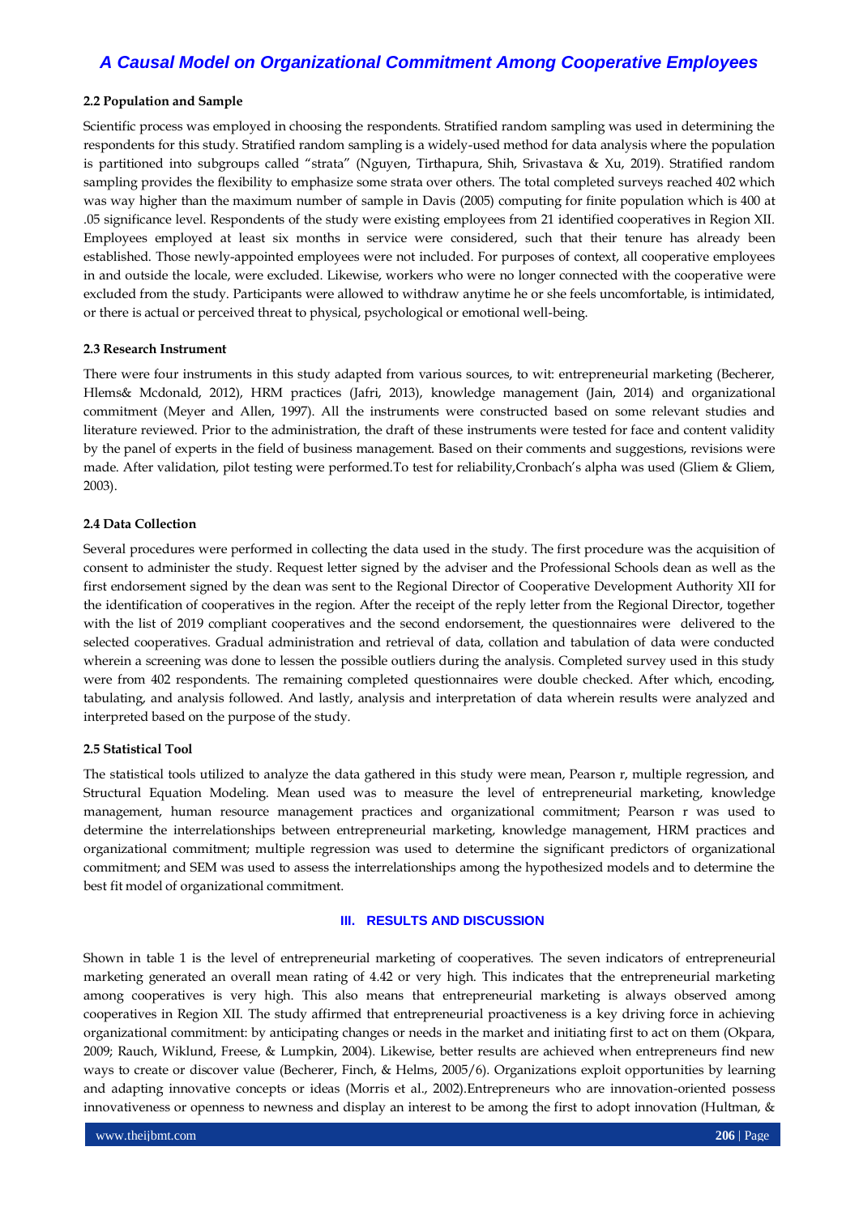### 2.2 Population and Sample

Scientific process was employed in choosing the respondents. Stratified random sampling was used in determining the respondents for this study. Stratified random sampling is a widely-used method for data analysis where the population is partitioned into subgroups called "strata" (Nguyen, Tirthapura, Shih, Srivastava & Xu, 2019). Stratified random sampling provides the flexibility to emphasize some strata over others. The total completed surveys reached 402 which was way higher than the maximum number of sample in Davis (2005) computing for finite population which is 400 at .05 significance level. Respondents of the study were existing employees from 21 identified cooperatives in Region XII. Employees employed at least six months in service were considered, such that their tenure has already been established. Those newly-appointed employees were not included. For purposes of context, all cooperative employees in and outside the locale, were excluded. Likewise, workers who were no longer connected with the cooperative were excluded from the study. Participants were allowed to withdraw anytime he or she feels uncomfortable, is intimidated, or there is actual or perceived threat to physical, psychological or emotional well-being.

### 2.3 Research Instrument

There were four instruments in this study adapted from various sources, to wit: entrepreneurial marketing (Becherer, Hlems& Mcdonald, 2012), HRM practices (Jafri, 2013), knowledge management (Jain, 2014) and organizational commitment (Meyer and Allen, 1997). All the instruments were constructed based on some relevant studies and literature reviewed. Prior to the administration, the draft of these instruments were tested for face and content validity by the panel of experts in the field of business management. Based on their comments and suggestions, revisions were made. After validation, pilot testing were performed.To test for reliability,Cronbach's alpha was used (Gliem & Gliem, 2003).

### 2.4 Data Collection

Several procedures were performed in collecting the data used in the study. The first procedure was the acquisition of consent to administer the study. Request letter signed by the adviser and the Professional Schools dean as well as the first endorsement signed by the dean was sent to the Regional Director of Cooperative Development Authority XII for the identification of cooperatives in the region. After the receipt of the reply letter from the Regional Director, together with the list of 2019 compliant cooperatives and the second endorsement, the questionnaires were delivered to the selected cooperatives. Gradual administration and retrieval of data, collation and tabulation of data were conducted wherein a screening was done to lessen the possible outliers during the analysis. Completed survey used in this study were from 402 respondents. The remaining completed questionnaires were double checked. After which, encoding, tabulating, and analysis followed. And lastly, analysis and interpretation of data wherein results were analyzed and interpreted based on the purpose of the study.

### 2.5 Statistical Tool

The statistical tools utilized to analyze the data gathered in this study were mean, Pearson r, multiple regression, and Structural Equation Modeling. Mean used was to measure the level of entrepreneurial marketing, knowledge management, human resource management practices and organizational commitment; Pearson r was used to determine the interrelationships between entrepreneurial marketing, knowledge management, HRM practices and organizational commitment; multiple regression was used to determine the significant predictors of organizational commitment; and SEM was used to assess the interrelationships among the hypothesized models and to determine the best fit model of organizational commitment.

## III. RESULTS AND DISCUSSION

Shown in table 1 is the level of entrepreneurial marketing of cooperatives. The seven indicators of entrepreneurial marketing generated an overall mean rating of 4.42 or very high. This indicates that the entrepreneurial marketing among cooperatives is very high. This also means that entrepreneurial marketing is always observed among cooperatives in Region XII. The study affirmed that entrepreneurial proactiveness is a key driving force in achieving organizational commitment: by anticipating changes or needs in the market and initiating first to act on them (Okpara, 2009; Rauch, Wiklund, Freese, & Lumpkin, 2004). Likewise, better results are achieved when entrepreneurs find new ways to create or discover value (Becherer, Finch, & Helms, 2005/6). Organizations exploit opportunities by learning and adapting innovative concepts or ideas (Morris et al., 2002).Entrepreneurs who are innovation-oriented possess innovativeness or openness to newness and display an interest to be among the first to adopt innovation (Hultman, &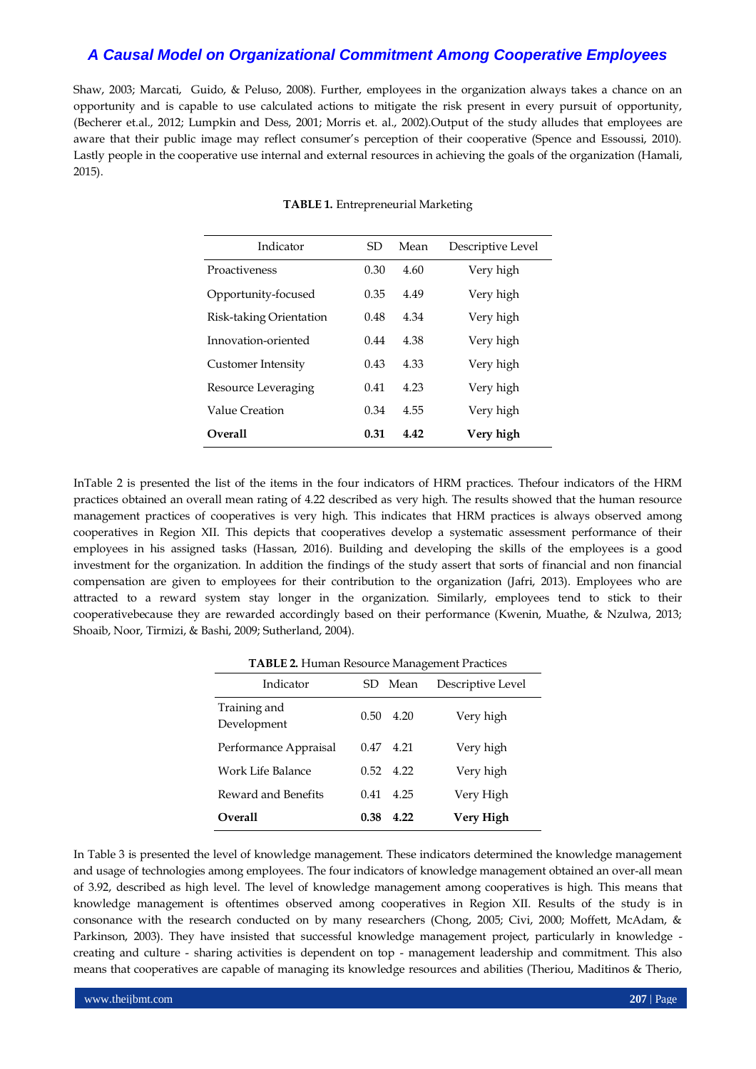Shaw, 2003; Marcati, Guido, & Peluso, 2008). Further, employees in the organization always takes a chance on an opportunity and is capable to use calculated actions to mitigate the risk present in every pursuit of opportunity, (Becherer et.al., 2012; Lumpkin and Dess, 2001; Morris et. al., 2002).Output of the study alludes that employees are aware that their public image may reflect consumer's perception of their cooperative (Spence and Essoussi, 2010). Lastly people in the cooperative use internal and external resources in achieving the goals of the organization (Hamali, 2015).

**TABLE 1.** Entrepreneurial Marketing

| Indicator | SD | Mean | Descriptive Level |
|---|---|---|---|
| Proactiveness | 0.30 | 4.60 | Very high |
| Opportunity-focused | 0.35 | 4.49 | Very high |
| Risk-taking Orientation | 0.48 | 4.34 | Very high |
| Innovation-oriented | 0.44 | 4.38 | Very high |
| Customer Intensity | 0.43 | 4.33 | Very high |
| Resource Leveraging | 0.41 | 4.23 | Very high |
| Value Creation | 0.34 | 4.55 | Very high |
| **Overall** | **0.31** | **4.42** | **Very high** |

InTable 2 is presented the list of the items in the four indicators of HRM practices. Thefour indicators of the HRM practices obtained an overall mean rating of 4.22 described as very high. The results showed that the human resource management practices of cooperatives is very high. This indicates that HRM practices is always observed among cooperatives in Region XII. This depicts that cooperatives develop a systematic assessment performance of their employees in his assigned tasks (Hassan, 2016). Building and developing the skills of the employees is a good investment for the organization. In addition the findings of the study assert that sorts of financial and non financial compensation are given to employees for their contribution to the organization (Jafri, 2013). Employees who are attracted to a reward system stay longer in the organization. Similarly, employees tend to stick to their cooperativebecause they are rewarded accordingly based on their performance (Kwenin, Muathe, & Nzulwa, 2013; Shoaib, Noor, Tirmizi, & Bashi, 2009; Sutherland, 2004).

**TABLE 2.** Human Resource Management Practices

| Indicator | SD | Mean | Descriptive Level |
|---|---|---|---|
| Training and Development | 0.50 | 4.20 | Very high |
| Performance Appraisal | 0.47 | 4.21 | Very high |
| Work Life Balance | 0.52 | 4.22 | Very high |
| Reward and Benefits | 0.41 | 4.25 | Very High |
| **Overall** | **0.38** | **4.22** | **Very High** |

In Table 3 is presented the level of knowledge management. These indicators determined the knowledge management and usage of technologies among employees. The four indicators of knowledge management obtained an over-all mean of 3.92, described as high level. The level of knowledge management among cooperatives is high. This means that knowledge management is oftentimes observed among cooperatives in Region XII. Results of the study is in consonance with the research conducted on by many researchers (Chong, 2005; Civi, 2000; Moffett, McAdam, & Parkinson, 2003). They have insisted that successful knowledge management project, particularly in knowledge - creating and culture - sharing activities is dependent on top - management leadership and commitment. This also means that cooperatives are capable of managing its knowledge resources and abilities (Theriou, Maditinos & Therio,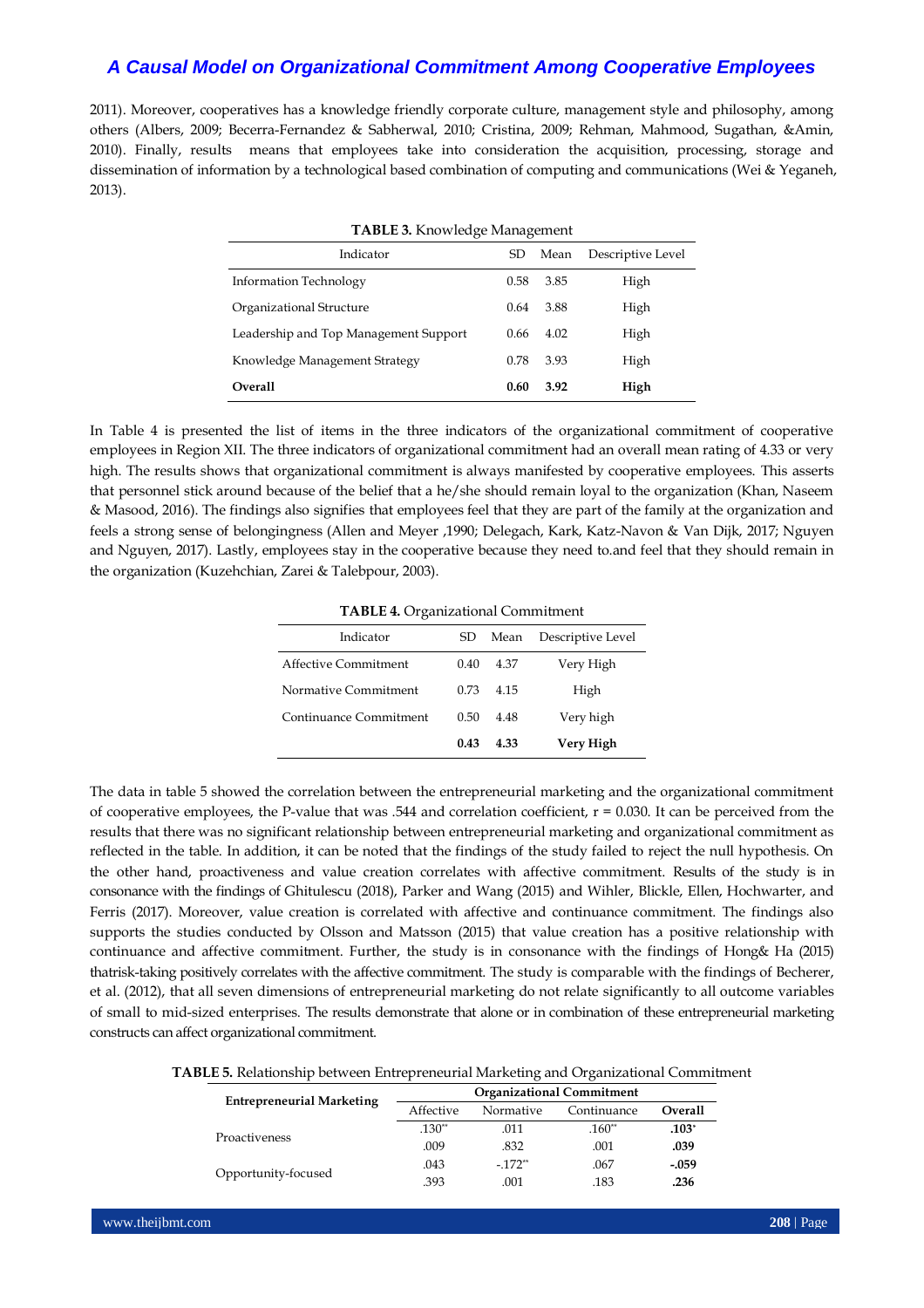2011). Moreover, cooperatives has a knowledge friendly corporate culture, management style and philosophy, among others (Albers, 2009; Becerra-Fernandez & Sabherwal, 2010; Cristina, 2009; Rehman, Mahmood, Sugathan, &Amin, 2010). Finally, results means that employees take into consideration the acquisition, processing, storage and dissemination of information by a technological based combination of computing and communications (Wei & Yeganeh, 2013).

**TABLE 3.** Knowledge Management

| Indicator | SD | Mean | Descriptive Level |
|---|---|---|---|
| Information Technology | 0.58 | 3.85 | High |
| Organizational Structure | 0.64 | 3.88 | High |
| Leadership and Top Management Support | 0.66 | 4.02 | High |
| Knowledge Management Strategy | 0.78 | 3.93 | High |
| **Overall** | **0.60** | **3.92** | **High** |

In Table 4 is presented the list of items in the three indicators of the organizational commitment of cooperative employees in Region XII. The three indicators of organizational commitment had an overall mean rating of 4.33 or very high. The results shows that organizational commitment is always manifested by cooperative employees. This asserts that personnel stick around because of the belief that a he/she should remain loyal to the organization (Khan, Naseem & Masood, 2016). The findings also signifies that employees feel that they are part of the family at the organization and feels a strong sense of belongingness (Allen and Meyer ,1990; Delegach, Kark, Katz-Navon & Van Dijk, 2017; Nguyen and Nguyen, 2017). Lastly, employees stay in the cooperative because they need to.and feel that they should remain in the organization (Kuzehchian, Zarei & Talebpour, 2003).

**TABLE 4.** Organizational Commitment

| Indicator | SD | Mean | Descriptive Level |
|---|---|---|---|
| Affective Commitment | 0.40 | 4.37 | Very High |
| Normative Commitment | 0.73 | 4.15 | High |
| Continuance Commitment | 0.50 | 4.48 | Very high |
| | **0.43** | **4.33** | **Very High** |

The data in table 5 showed the correlation between the entrepreneurial marketing and the organizational commitment of cooperative employees, the P-value that was .544 and correlation coefficient, r = 0.030. It can be perceived from the results that there was no significant relationship between entrepreneurial marketing and organizational commitment as reflected in the table. In addition, it can be noted that the findings of the study failed to reject the null hypothesis. On the other hand, proactiveness and value creation correlates with affective commitment. Results of the study is in consonance with the findings of Ghitulescu (2018), Parker and Wang (2015) and Wihler, Blickle, Ellen, Hochwarter, and Ferris (2017). Moreover, value creation is correlated with affective and continuance commitment. The findings also supports the studies conducted by Olsson and Matsson (2015) that value creation has a positive relationship with continuance and affective commitment. Further, the study is in consonance with the findings of Hong& Ha (2015) thatrisk-taking positively correlates with the affective commitment. The study is comparable with the findings of Becherer, et al. (2012), that all seven dimensions of entrepreneurial marketing do not relate significantly to all outcome variables of small to mid-sized enterprises. The results demonstrate that alone or in combination of these entrepreneurial marketing constructs can affect organizational commitment.

**TABLE 5.** Relationship between Entrepreneurial Marketing and Organizational Commitment

| Entrepreneurial Marketing | Organizational Commitment | | | |
|---|---|---|---|---|
| | Affective | Normative | Continuance | **Overall** |
| Proactiveness | .130** | .011 | .160** | **.103*** |
| | .009 | .832 | .001 | **.039** |
| Opportunity-focused | .043 | -.172** | .067 | **-.059** |
| | .393 | .001 | .183 | **.236** |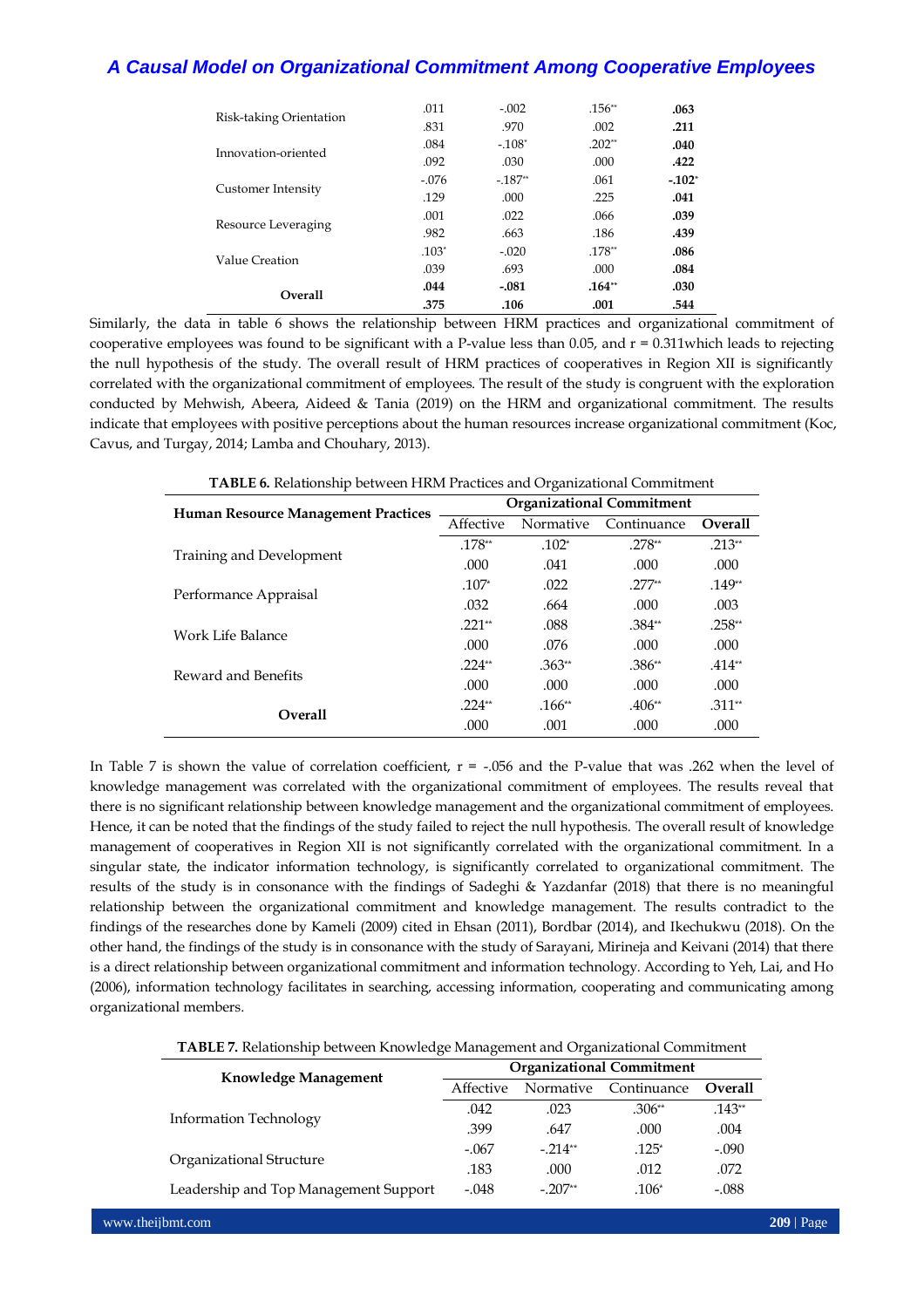| | | | | |
|---|---|---|---|---|
| Risk-taking Orientation | .011 | -.002 | .156** | **.063** |
| | .831 | .970 | .002 | **.211** |
| Innovation-oriented | .084 | -.108* | .202** | **.040** |
| | .092 | .030 | .000 | **.422** |
| Customer Intensity | -.076 | -.187** | .061 | **-.102*** |
| | .129 | .000 | .225 | **.041** |
| Resource Leveraging | .001 | .022 | .066 | **.039** |
| | .982 | .663 | .186 | **.439** |
| Value Creation | .103* | -.020 | .178** | **.086** |
| | .039 | .693 | .000 | **.084** |
| **Overall** | **.044** | **-.081** | **.164**** | **.030** |
| | **.375** | **.106** | **.001** | **.544** |

Similarly, the data in table 6 shows the relationship between HRM practices and organizational commitment of cooperative employees was found to be significant with a P-value less than 0.05, and r = 0.311which leads to rejecting the null hypothesis of the study. The overall result of HRM practices of cooperatives in Region XII is significantly correlated with the organizational commitment of employees. The result of the study is congruent with the exploration conducted by Mehwish, Abeera, Aideed & Tania (2019) on the HRM and organizational commitment. The results indicate that employees with positive perceptions about the human resources increase organizational commitment (Koc, Cavus, and Turgay, 2014; Lamba and Chouhary, 2013).

**TABLE 6.** Relationship between HRM Practices and Organizational Commitment

| Human Resource Management Practices | Organizational Commitment | | | |
|---|---|---|---|---|
| | Affective | Normative | Continuance | **Overall** |
| Training and Development | .178** | .102* | .278** | .213** |
| | .000 | .041 | .000 | .000 |
| Performance Appraisal | .107* | .022 | .277** | .149** |
| | .032 | .664 | .000 | .003 |
| Work Life Balance | .221** | .088 | .384** | .258** |
| | .000 | .076 | .000 | .000 |
| Reward and Benefits | .224** | .363** | .386** | .414** |
| | .000 | .000 | .000 | .000 |
| **Overall** | .224** | .166** | .406** | .311** |
| | .000 | .001 | .000 | .000 |

In Table 7 is shown the value of correlation coefficient, r = -.056 and the P-value that was .262 when the level of knowledge management was correlated with the organizational commitment of employees. The results reveal that there is no significant relationship between knowledge management and the organizational commitment of employees. Hence, it can be noted that the findings of the study failed to reject the null hypothesis. The overall result of knowledge management of cooperatives in Region XII is not significantly correlated with the organizational commitment. In a singular state, the indicator information technology, is significantly correlated to organizational commitment. The results of the study is in consonance with the findings of Sadeghi & Yazdanfar (2018) that there is no meaningful relationship between the organizational commitment and knowledge management. The results contradict to the findings of the researches done by Kameli (2009) cited in Ehsan (2011), Bordbar (2014), and Ikechukwu (2018). On the other hand, the findings of the study is in consonance with the study of Sarayani, Mirineja and Keivani (2014) that there is a direct relationship between organizational commitment and information technology. According to Yeh, Lai, and Ho (2006), information technology facilitates in searching, accessing information, cooperating and communicating among organizational members.

**TABLE 7.** Relationship between Knowledge Management and Organizational Commitment

| Knowledge Management | Organizational Commitment | | | |
|---|---|---|---|---|
| | Affective | Normative | Continuance | **Overall** |
| Information Technology | .042 | .023 | .306** | .143** |
| | .399 | .647 | .000 | .004 |
| Organizational Structure | -.067 | -.214** | .125* | -.090 |
| | .183 | .000 | .012 | .072 |
| Leadership and Top Management Support | -.048 | -.207** | .106* | -.088 |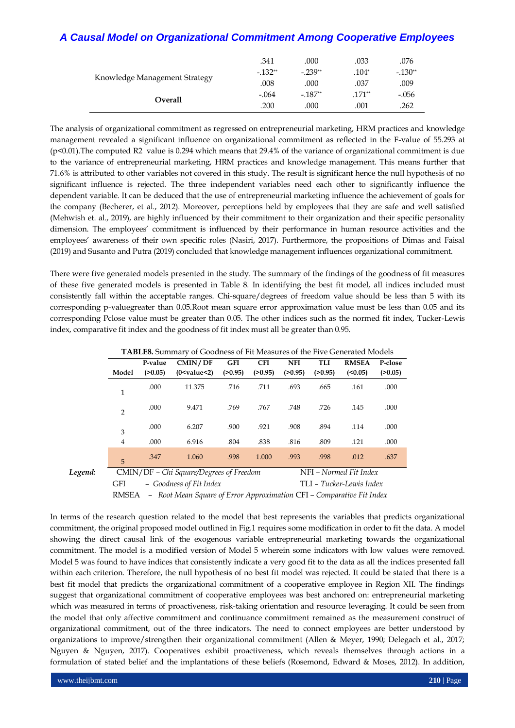| | | | | |
|---|---|---|---|---|
| | .341 | .000 | .033 | .076 |
| Knowledge Management Strategy | -.132** | -.239** | .104* | -.130** |
| | .008 | .000 | .037 | .009 |
| **Overall** | -.064 | -.187** | .171** | -.056 |
| | .200 | .000 | .001 | .262 |

The analysis of organizational commitment as regressed on entrepreneurial marketing, HRM practices and knowledge management revealed a significant influence on organizational commitment as reflected in the F-value of 55.293 at ($p<0.01$).The computed R2 value is 0.294 which means that 29.4% of the variance of organizational commitment is due to the variance of entrepreneurial marketing, HRM practices and knowledge management. This means further that 71.6% is attributed to other variables not covered in this study. The result is significant hence the null hypothesis of no significant influence is rejected. The three independent variables need each other to significantly influence the dependent variable. It can be deduced that the use of entrepreneurial marketing influence the achievement of goals for the company (Becherer, et al., 2012). Moreover, perceptions held by employees that they are safe and well satisfied (Mehwish et. al., 2019), are highly influenced by their commitment to their organization and their specific personality dimension. The employees' commitment is influenced by their performance in human resource activities and the employees' awareness of their own specific roles (Nasiri, 2017). Furthermore, the propositions of Dimas and Faisal (2019) and Susanto and Putra (2019) concluded that knowledge management influences organizational commitment.

There were five generated models presented in the study. The summary of the findings of the goodness of fit measures of these five generated models is presented in Table 8. In identifying the best fit model, all indices included must consistently fall within the acceptable ranges. Chi-square/degrees of freedom value should be less than 5 with its corresponding p-valuegreater than 0.05.Root mean square error approximation value must be less than 0.05 and its corresponding Pclose value must be greater than 0.05. The other indices such as the normed fit index, Tucker-Lewis index, comparative fit index and the goodness of fit index must all be greater than 0.95.

**TABLE8.** Summary of Goodness of Fit Measures of the Five Generated Models

| Model | P-value (>0.05) | CMIN/DF (0<value<2) | GFI (>0.95) | CFI (>0.95) | NFI (>0.95) | TLI (>0.95) | RMSEA (<0.05) | P-close (>0.05) |
|---|---|---|---|---|---|---|---|---|
| 1 | .000 | 11.375 | .716 | .711 | .693 | .665 | .161 | .000 |
| 2 | .000 | 9.471 | .769 | .767 | .748 | .726 | .145 | .000 |
| 3 | .000 | 6.207 | .900 | .921 | .908 | .894 | .114 | .000 |
| 4 | .000 | 6.916 | .804 | .838 | .816 | .809 | .121 | .000 |
| 5 | .347 | 1.060 | .998 | 1.000 | .993 | .998 | .012 | .637 |

*Legend:* CMIN/DF – *Chi Square/Degrees of Freedom*; NFI – *Normed Fit Index*; GFI – *Goodness of Fit Index*; TLI – *Tucker-Lewis Index*; RMSEA – *Root Mean Square of Error Approximation*; CFI – *Comparative Fit Index*

In terms of the research question related to the model that best represents the variables that predicts organizational commitment, the original proposed model outlined in Fig.1 requires some modification in order to fit the data. A model showing the direct causal link of the exogenous variable entrepreneurial marketing towards the organizational commitment. The model is a modified version of Model 5 wherein some indicators with low values were removed. Model 5 was found to have indices that consistently indicate a very good fit to the data as all the indices presented fall within each criterion. Therefore, the null hypothesis of no best fit model was rejected. It could be stated that there is a best fit model that predicts the organizational commitment of a cooperative employee in Region XII. The findings suggest that organizational commitment of cooperative employees was best anchored on: entrepreneurial marketing which was measured in terms of proactiveness, risk-taking orientation and resource leveraging. It could be seen from the model that only affective commitment and continuance commitment remained as the measurement construct of organizational commitment, out of the three indicators. The need to connect employees are better understood by organizations to improve/strengthen their organizational commitment (Allen & Meyer, 1990; Delegach et al., 2017; Nguyen & Nguyen, 2017). Cooperatives exhibit proactiveness, which reveals themselves through actions in a formulation of stated belief and the implantations of these beliefs (Rosemond, Edward & Moses, 2012). In addition,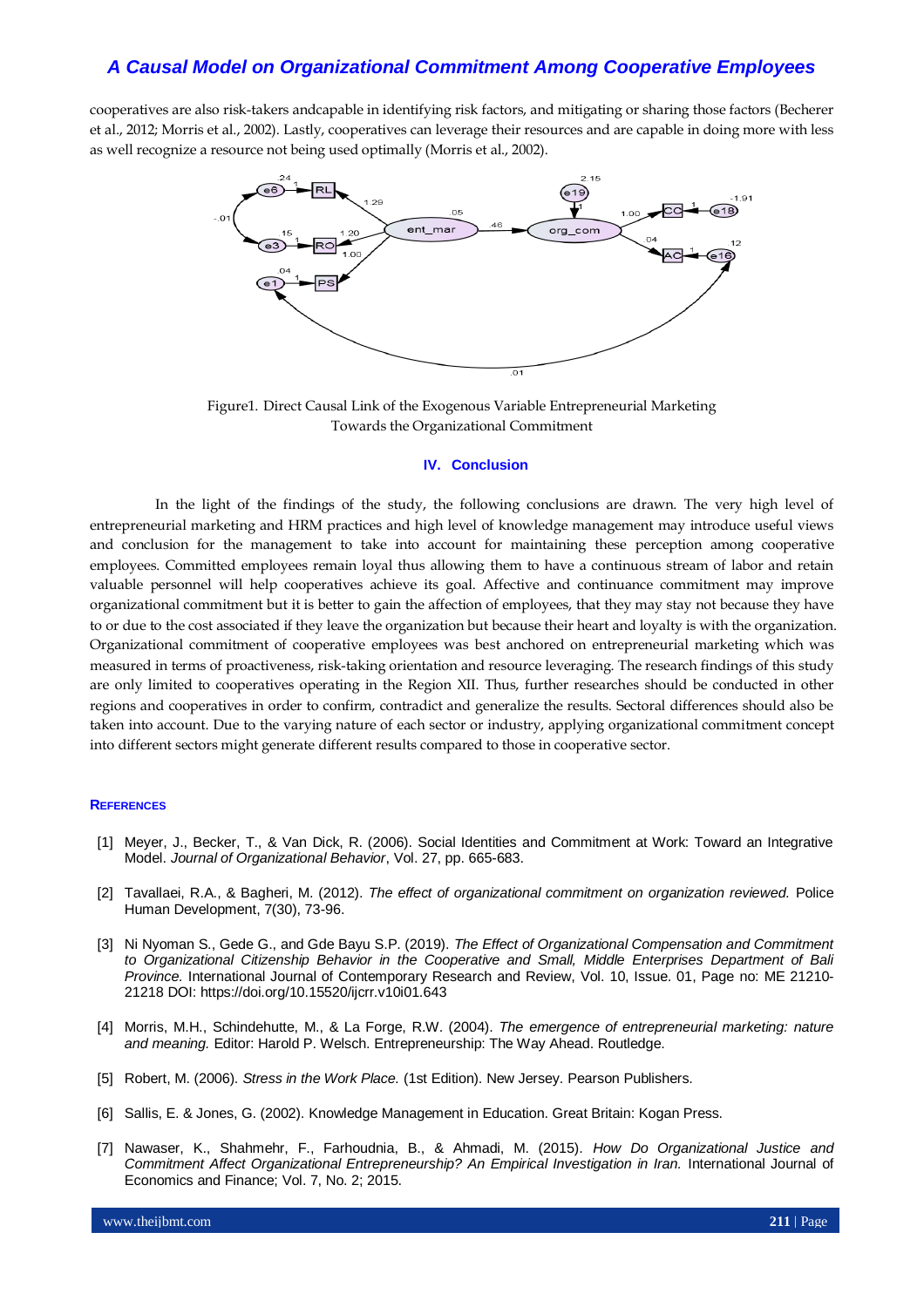cooperatives are also risk-takers andcapable in identifying risk factors, and mitigating or sharing those factors (Becherer et al., 2012; Morris et al., 2002). Lastly, cooperatives can leverage their resources and are capable in doing more with less as well recognize a resource not being used optimally (Morris et al., 2002).

Figure1. Direct Causal Link of the Exogenous Variable Entrepreneurial Marketing Towards the Organizational Commitment

## IV. Conclusion

In the light of the findings of the study, the following conclusions are drawn. The very high level of entrepreneurial marketing and HRM practices and high level of knowledge management may introduce useful views and conclusion for the management to take into account for maintaining these perception among cooperative employees. Committed employees remain loyal thus allowing them to have a continuous stream of labor and retain valuable personnel will help cooperatives achieve its goal. Affective and continuance commitment may improve organizational commitment but it is better to gain the affection of employees, that they may stay not because they have to or due to the cost associated if they leave the organization but because their heart and loyalty is with the organization. Organizational commitment of cooperative employees was best anchored on entrepreneurial marketing which was measured in terms of proactiveness, risk-taking orientation and resource leveraging. The research findings of this study are only limited to cooperatives operating in the Region XII. Thus, further researches should be conducted in other regions and cooperatives in order to confirm, contradict and generalize the results. Sectoral differences should also be taken into account. Due to the varying nature of each sector or industry, applying organizational commitment concept into different sectors might generate different results compared to those in cooperative sector.

## REFERENCES

[1] Meyer, J., Becker, T., & Van Dick, R. (2006). Social Identities and Commitment at Work: Toward an Integrative Model. *Journal of Organizational Behavior*, Vol. 27, pp. 665-683.

[2] Tavallaei, R.A., & Bagheri, M. (2012). *The effect of organizational commitment on organization reviewed.* Police Human Development, 7(30), 73-96.

[3] Ni Nyoman S., Gede G., and Gde Bayu S.P. (2019). *The Effect of Organizational Compensation and Commitment to Organizational Citizenship Behavior in the Cooperative and Small, Middle Enterprises Department of Bali Province.* International Journal of Contemporary Research and Review, Vol. 10, Issue. 01, Page no: ME 21210-21218 DOI: https://doi.org/10.15520/ijcrr.v10i01.643

[4] Morris, M.H., Schindehutte, M., & La Forge, R.W. (2004). *The emergence of entrepreneurial marketing: nature and meaning.* Editor: Harold P. Welsch. Entrepreneurship: The Way Ahead. Routledge.

[5] Robert, M. (2006). *Stress in the Work Place.* (1st Edition). New Jersey. Pearson Publishers.

[6] Sallis, E. & Jones, G. (2002). Knowledge Management in Education. Great Britain: Kogan Press.

[7] Nawaser, K., Shahmehr, F., Farhoudnia, B., & Ahmadi, M. (2015). *How Do Organizational Justice and Commitment Affect Organizational Entrepreneurship? An Empirical Investigation in Iran.* International Journal of Economics and Finance; Vol. 7, No. 2; 2015.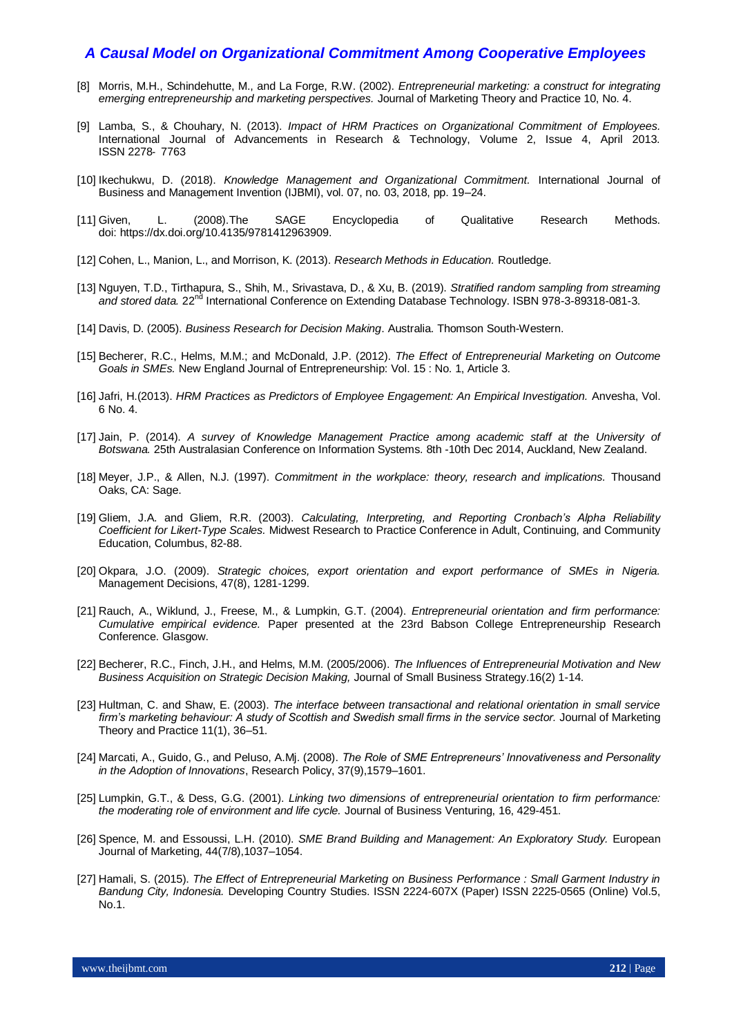[8] Morris, M.H., Schindehutte, M., and La Forge, R.W. (2002). *Entrepreneurial marketing: a construct for integrating emerging entrepreneurship and marketing perspectives.* Journal of Marketing Theory and Practice 10, No. 4.

[9] Lamba, S., & Chouhary, N. (2013). *Impact of HRM Practices on Organizational Commitment of Employees.* International Journal of Advancements in Research & Technology, Volume 2, Issue 4, April 2013. ISSN 2278- 7763

[10] Ikechukwu, D. (2018). *Knowledge Management and Organizational Commitment.* International Journal of Business and Management Invention (IJBMI), vol. 07, no. 03, 2018, pp. 19–24.

[11] Given, L. (2008).The SAGE Encyclopedia of Qualitative Research Methods. doi: https://dx.doi.org/10.4135/9781412963909.

[12] Cohen, L., Manion, L., and Morrison, K. (2013). *Research Methods in Education.* Routledge.

[13] Nguyen, T.D., Tirthapura, S., Shih, M., Srivastava, D., & Xu, B. (2019). *Stratified random sampling from streaming and stored data.* 22nd International Conference on Extending Database Technology. ISBN 978-3-89318-081-3.

[14] Davis, D. (2005). *Business Research for Decision Making*. Australia. Thomson South-Western.

[15] Becherer, R.C., Helms, M.M.; and McDonald, J.P. (2012). *The Effect of Entrepreneurial Marketing on Outcome Goals in SMEs.* New England Journal of Entrepreneurship: Vol. 15 : No. 1, Article 3.

[16] Jafri, H.(2013). *HRM Practices as Predictors of Employee Engagement: An Empirical Investigation.* Anvesha, Vol. 6 No. 4.

[17] Jain, P. (2014). *A survey of Knowledge Management Practice among academic staff at the University of Botswana.* 25th Australasian Conference on Information Systems. 8th -10th Dec 2014, Auckland, New Zealand.

[18] Meyer, J.P., & Allen, N.J. (1997). *Commitment in the workplace: theory, research and implications.* Thousand Oaks, CA: Sage.

[19] Gliem, J.A. and Gliem, R.R. (2003). *Calculating, Interpreting, and Reporting Cronbach's Alpha Reliability Coefficient for Likert-Type Scales.* Midwest Research to Practice Conference in Adult, Continuing, and Community Education, Columbus, 82-88.

[20] Okpara, J.O. (2009). *Strategic choices, export orientation and export performance of SMEs in Nigeria.* Management Decisions, 47(8), 1281-1299.

[21] Rauch, A., Wiklund, J., Freese, M., & Lumpkin, G.T. (2004). *Entrepreneurial orientation and firm performance: Cumulative empirical evidence.* Paper presented at the 23rd Babson College Entrepreneurship Research Conference. Glasgow.

[22] Becherer, R.C., Finch, J.H., and Helms, M.M. (2005/2006). *The Influences of Entrepreneurial Motivation and New Business Acquisition on Strategic Decision Making,* Journal of Small Business Strategy.16(2) 1-14.

[23] Hultman, C. and Shaw, E. (2003). *The interface between transactional and relational orientation in small service firm's marketing behaviour: A study of Scottish and Swedish small firms in the service sector.* Journal of Marketing Theory and Practice 11(1), 36–51.

[24] Marcati, A., Guido, G., and Peluso, A.Mj. (2008). *The Role of SME Entrepreneurs' Innovativeness and Personality in the Adoption of Innovations*, Research Policy, 37(9),1579–1601.

[25] Lumpkin, G.T., & Dess, G.G. (2001). *Linking two dimensions of entrepreneurial orientation to firm performance: the moderating role of environment and life cycle.* Journal of Business Venturing, 16, 429-451.

[26] Spence, M. and Essoussi, L.H. (2010). *SME Brand Building and Management: An Exploratory Study.* European Journal of Marketing, 44(7/8),1037–1054.

[27] Hamali, S. (2015). *The Effect of Entrepreneurial Marketing on Business Performance : Small Garment Industry in Bandung City, Indonesia.* Developing Country Studies. ISSN 2224-607X (Paper) ISSN 2225-0565 (Online) Vol.5, No.1.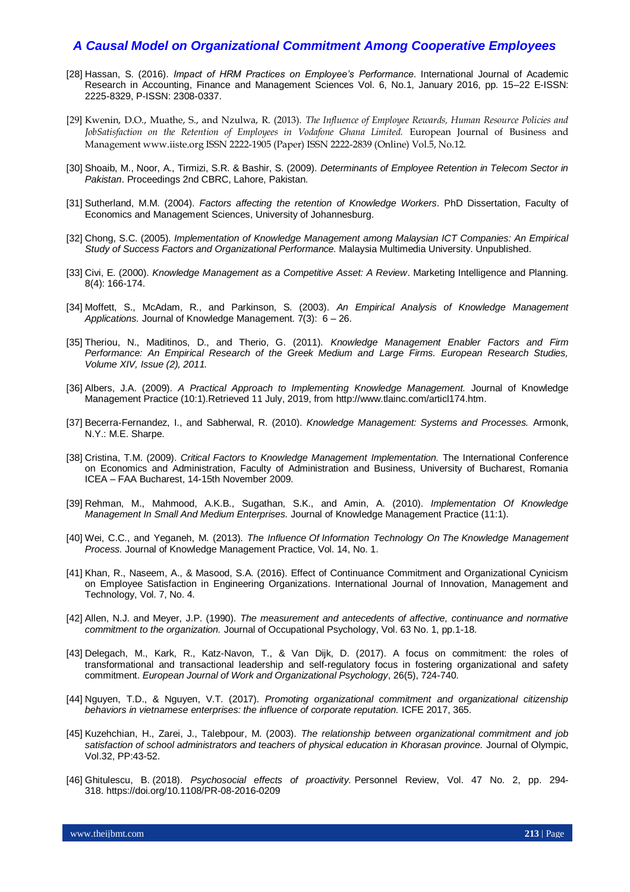[28] Hassan, S. (2016). *Impact of HRM Practices on Employee's Performance*. International Journal of Academic Research in Accounting, Finance and Management Sciences Vol. 6, No.1, January 2016, pp. 15–22 E-ISSN: 2225-8329, P-ISSN: 2308-0337.

[29] Kwenin, D.O., Muathe, S., and Nzulwa, R. (2013). *The Influence of Employee Rewards, Human Resource Policies and JobSatisfaction on the Retention of Employees in Vodafone Ghana Limited.* European Journal of Business and Management www.iiste.org ISSN 2222-1905 (Paper) ISSN 2222-2839 (Online) Vol.5, No.12.

[30] Shoaib, M., Noor, A., Tirmizi, S.R. & Bashir, S. (2009). *Determinants of Employee Retention in Telecom Sector in Pakistan*. Proceedings 2nd CBRC, Lahore, Pakistan.

[31] Sutherland, M.M. (2004). *Factors affecting the retention of Knowledge Workers*. PhD Dissertation, Faculty of Economics and Management Sciences, University of Johannesburg.

[32] Chong, S.C. (2005). *Implementation of Knowledge Management among Malaysian ICT Companies: An Empirical Study of Success Factors and Organizational Performance.* Malaysia Multimedia University. Unpublished.

[33] Civi, E. (2000). *Knowledge Management as a Competitive Asset: A Review*. Marketing Intelligence and Planning. 8(4): 166-174.

[34] Moffett, S., McAdam, R., and Parkinson, S. (2003). *An Empirical Analysis of Knowledge Management Applications.* Journal of Knowledge Management. 7(3): 6 – 26.

[35] Theriou, N., Maditinos, D., and Therio, G. (2011). *Knowledge Management Enabler Factors and Firm Performance: An Empirical Research of the Greek Medium and Large Firms. European Research Studies, Volume XIV, Issue (2), 2011.*

[36] Albers, J.A. (2009). *A Practical Approach to Implementing Knowledge Management.* Journal of Knowledge Management Practice (10:1).Retrieved 11 July, 2019, from http://www.tlainc.com/articl174.htm.

[37] Becerra-Fernandez, I., and Sabherwal, R. (2010). *Knowledge Management: Systems and Processes.* Armonk, N.Y.: M.E. Sharpe.

[38] Cristina, T.M. (2009). *Critical Factors to Knowledge Management Implementation.* The International Conference on Economics and Administration, Faculty of Administration and Business, University of Bucharest, Romania ICEA – FAA Bucharest, 14-15th November 2009.

[39] Rehman, M., Mahmood, A.K.B., Sugathan, S.K., and Amin, A. (2010). *Implementation Of Knowledge Management In Small And Medium Enterprises.* Journal of Knowledge Management Practice (11:1).

[40] Wei, C.C., and Yeganeh, M. (2013). *The Influence Of Information Technology On The Knowledge Management Process.* Journal of Knowledge Management Practice, Vol. 14, No. 1.

[41] Khan, R., Naseem, A., & Masood, S.A. (2016). Effect of Continuance Commitment and Organizational Cynicism on Employee Satisfaction in Engineering Organizations. International Journal of Innovation, Management and Technology, Vol. 7, No. 4.

[42] Allen, N.J. and Meyer, J.P. (1990). *The measurement and antecedents of affective, continuance and normative commitment to the organization.* Journal of Occupational Psychology, Vol. 63 No. 1, pp.1-18.

[43] Delegach, M., Kark, R., Katz-Navon, T., & Van Dijk, D. (2017). A focus on commitment: the roles of transformational and transactional leadership and self-regulatory focus in fostering organizational and safety commitment. *European Journal of Work and Organizational Psychology*, 26(5), 724-740.

[44] Nguyen, T.D., & Nguyen, V.T. (2017). *Promoting organizational commitment and organizational citizenship behaviors in vietnamese enterprises: the influence of corporate reputation.* ICFE 2017, 365.

[45] Kuzehchian, H., Zarei, J., Talebpour, M. (2003). *The relationship between organizational commitment and job satisfaction of school administrators and teachers of physical education in Khorasan province.* Journal of Olympic, Vol.32, PP:43-52.

[46] Ghitulescu, B. (2018). *Psychosocial effects of proactivity.* Personnel Review, Vol. 47 No. 2, pp. 294-318. https://doi.org/10.1108/PR-08-2016-0209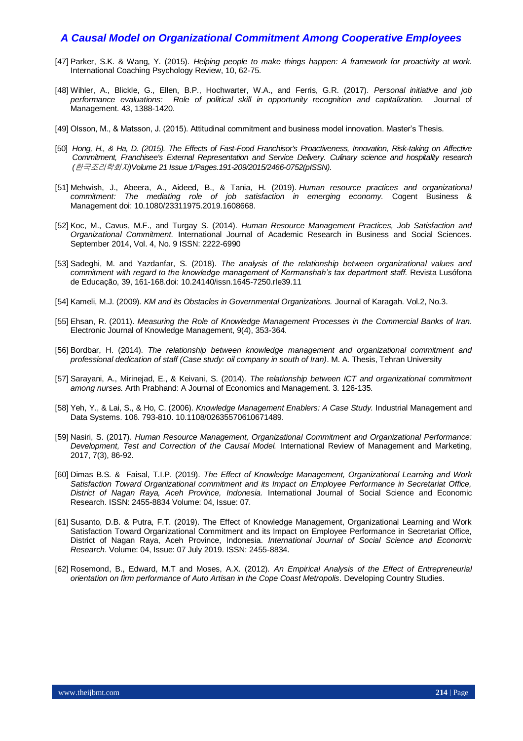[47] Parker, S.K. & Wang, Y. (2015). *Helping people to make things happen: A framework for proactivity at work.* International Coaching Psychology Review, 10, 62-75.

[48] Wihler, A., Blickle, G., Ellen, B.P., Hochwarter, W.A., and Ferris, G.R. (2017). *Personal initiative and job performance evaluations: Role of political skill in opportunity recognition and capitalization.* Journal of Management. 43, 1388-1420.

[49] Olsson, M., & Matsson, J. (2015). Attitudinal commitment and business model innovation. Master's Thesis.

[50] *Hong, H., & Ha, D. (2015). The Effects of Fast-Food Franchisor's Proactiveness, Innovation, Risk-taking on Affective Commitment, Franchisee's External Representation and Service Delivery. Culinary science and hospitality research (한국조리학회지)Volume 21 Issue 1/Pages.191-209/2015/2466-0752(pISSN).*

[51] Mehwish, J., Abeera, A., Aideed, B., & Tania, H. (2019). *Human resource practices and organizational commitment: The mediating role of job satisfaction in emerging economy.* Cogent Business & Management doi: 10.1080/23311975.2019.1608668.

[52] Koc, M., Cavus, M.F., and Turgay S. (2014). *Human Resource Management Practices, Job Satisfaction and Organizational Commitment.* International Journal of Academic Research in Business and Social Sciences. September 2014, Vol. 4, No. 9 ISSN: 2222-6990

[53] Sadeghi, M. and Yazdanfar, S. (2018). *The analysis of the relationship between organizational values and commitment with regard to the knowledge management of Kermanshah's tax department staff.* Revista Lusófona de Educação, 39, 161-168.doi: 10.24140/issn.1645-7250.rle39.11

[54] Kameli, M.J. (2009). *KM and its Obstacles in Governmental Organizations.* Journal of Karagah. Vol.2, No.3.

[55] Ehsan, R. (2011). *Measuring the Role of Knowledge Management Processes in the Commercial Banks of Iran.* Electronic Journal of Knowledge Management, 9(4), 353-364.

[56] Bordbar, H. (2014). *The relationship between knowledge management and organizational commitment and professional dedication of staff (Case study: oil company in south of Iran)*. M. A. Thesis, Tehran University

[57] Sarayani, A., Mirinejad, E., & Keivani, S. (2014). *The relationship between ICT and organizational commitment among nurses.* Arth Prabhand: A Journal of Economics and Management. 3. 126-135.

[58] Yeh, Y., & Lai, S., & Ho, C. (2006). *Knowledge Management Enablers: A Case Study.* Industrial Management and Data Systems. 106. 793-810. 10.1108/02635570610671489.

[59] Nasiri, S. (2017). *Human Resource Management, Organizational Commitment and Organizational Performance: Development, Test and Correction of the Causal Model.* International Review of Management and Marketing, 2017, 7(3), 86-92.

[60] Dimas B.S. & Faisal, T.I.P. (2019). *The Effect of Knowledge Management, Organizational Learning and Work Satisfaction Toward Organizational commitment and its Impact on Employee Performance in Secretariat Office, District of Nagan Raya, Aceh Province, Indonesia.* International Journal of Social Science and Economic Research. ISSN: 2455-8834 Volume: 04, Issue: 07.

[61] Susanto, D.B. & Putra, F.T. (2019). The Effect of Knowledge Management, Organizational Learning and Work Satisfaction Toward Organizational Commitment and its Impact on Employee Performance in Secretariat Office, District of Nagan Raya, Aceh Province, Indonesia. *International Journal of Social Science and Economic Research*. Volume: 04, Issue: 07 July 2019. ISSN: 2455-8834.

[62] Rosemond, B., Edward, M.T and Moses, A.X. (2012). *An Empirical Analysis of the Effect of Entrepreneurial orientation on firm performance of Auto Artisan in the Cope Coast Metropolis*. Developing Country Studies.